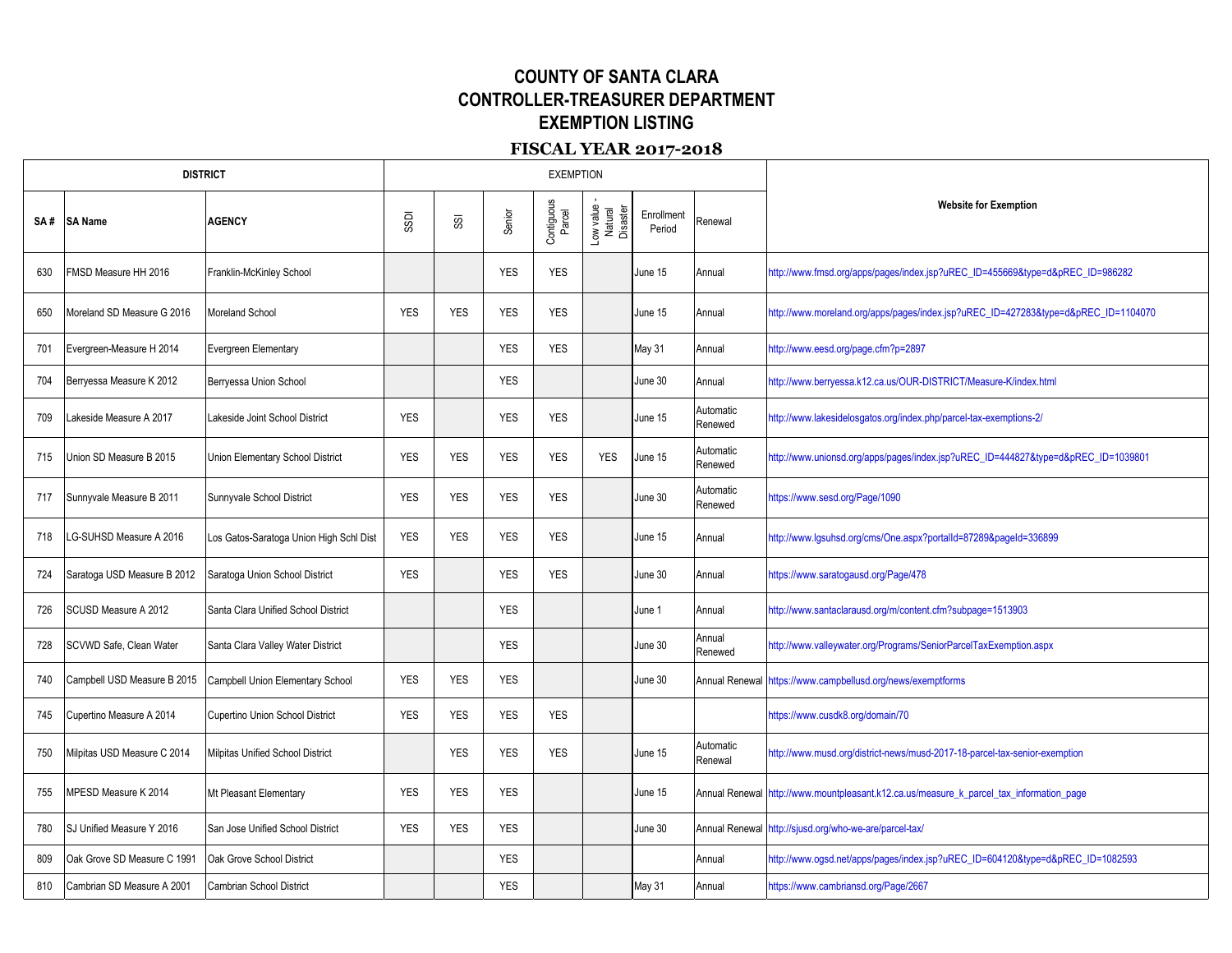# COUNTY OF SANTA CLARA
# CONTROLLER-TREASURER DEPARTMENT
# EXEMPTION LISTING

## FISCAL YEAR 2017-2018

| DISTRICT | | | EXEMPTION | | | | | | | Website for Exemption |
|---|---|---|---|---|---|---|---|---|---|---|
| SA # | SA Name | AGENCY | SSDI | SSI | Senior | Contiguous Parcel | Low value - Natural Disaster | Enrollment Period | Renewal | |
| 630 | FMSD Measure HH 2016 | Franklin-McKinley School | | | YES | YES | | June 15 | Annual | http://www.fmsd.org/apps/pages/index.jsp?uREC_ID=455669&type=d&pREC_ID=986282 |
| 650 | Moreland SD Measure G 2016 | Moreland School | YES | YES | YES | YES | | June 15 | Annual | http://www.moreland.org/apps/pages/index.jsp?uREC_ID=427283&type=d&pREC_ID=1104070 |
| 701 | Evergreen-Measure H 2014 | Evergreen Elementary | | | YES | YES | | May 31 | Annual | http://www.eesd.org/page.cfm?p=2897 |
| 704 | Berryessa Measure K 2012 | Berryessa Union School | | | YES | | | June 30 | Annual | http://www.berryessa.k12.ca.us/OUR-DISTRICT/Measure-K/index.html |
| 709 | Lakeside Measure A 2017 | Lakeside Joint School District | YES | | YES | YES | | June 15 | Automatic Renewed | http://www.lakesidelosgatos.org/index.php/parcel-tax-exemptions-2/ |
| 715 | Union SD Measure B 2015 | Union Elementary School District | YES | YES | YES | YES | YES | June 15 | Automatic Renewed | http://www.unionsd.org/apps/pages/index.jsp?uREC_ID=444827&type=d&pREC_ID=1039801 |
| 717 | Sunnyvale Measure B 2011 | Sunnyvale School District | YES | YES | YES | YES | | June 30 | Automatic Renewed | https://www.sesd.org/Page/1090 |
| 718 | LG-SUHSD Measure A 2016 | Los Gatos-Saratoga Union High Schl Dist | YES | YES | YES | YES | | June 15 | Annual | http://www.lgsuhsd.org/cms/One.aspx?portalId=87289&pageId=336899 |
| 724 | Saratoga USD Measure B 2012 | Saratoga Union School District | YES | | YES | YES | | June 30 | Annual | https://www.saratogausd.org/Page/478 |
| 726 | SCUSD Measure A 2012 | Santa Clara Unified School District | | | YES | | | June 1 | Annual | http://www.santaclarausd.org/m/content.cfm?subpage=1513903 |
| 728 | SCVWD Safe, Clean Water | Santa Clara Valley Water District | | | YES | | | June 30 | Annual Renewed | http://www.valleywater.org/Programs/SeniorParcelTaxExemption.aspx |
| 740 | Campbell USD Measure B 2015 | Campbell Union Elementary School | YES | YES | YES | | | June 30 | Annual Renewal | https://www.campbellusd.org/news/exemptforms |
| 745 | Cupertino Measure A 2014 | Cupertino Union School District | YES | YES | YES | YES | | | | https://www.cusdk8.org/domain/70 |
| 750 | Milpitas USD Measure C 2014 | Milpitas Unified School District | | YES | YES | YES | | June 15 | Automatic Renewal | http://www.musd.org/district-news/musd-2017-18-parcel-tax-senior-exemption |
| 755 | MPESD Measure K 2014 | Mt Pleasant Elementary | YES | YES | YES | | | June 15 | Annual Renewal | http://www.mountpleasant.k12.ca.us/measure_k_parcel_tax_information_page |
| 780 | SJ Unified Measure Y 2016 | San Jose Unified School District | YES | YES | YES | | | June 30 | Annual Renewal | http://sjusd.org/who-we-are/parcel-tax/ |
| 809 | Oak Grove SD Measure C 1991 | Oak Grove School District | | | YES | | | | Annual | http://www.ogsd.net/apps/pages/index.jsp?uREC_ID=604120&type=d&pREC_ID=1082593 |
| 810 | Cambrian SD Measure A 2001 | Cambrian School District | | | YES | | | May 31 | Annual | https://www.cambriansd.org/Page/2667 |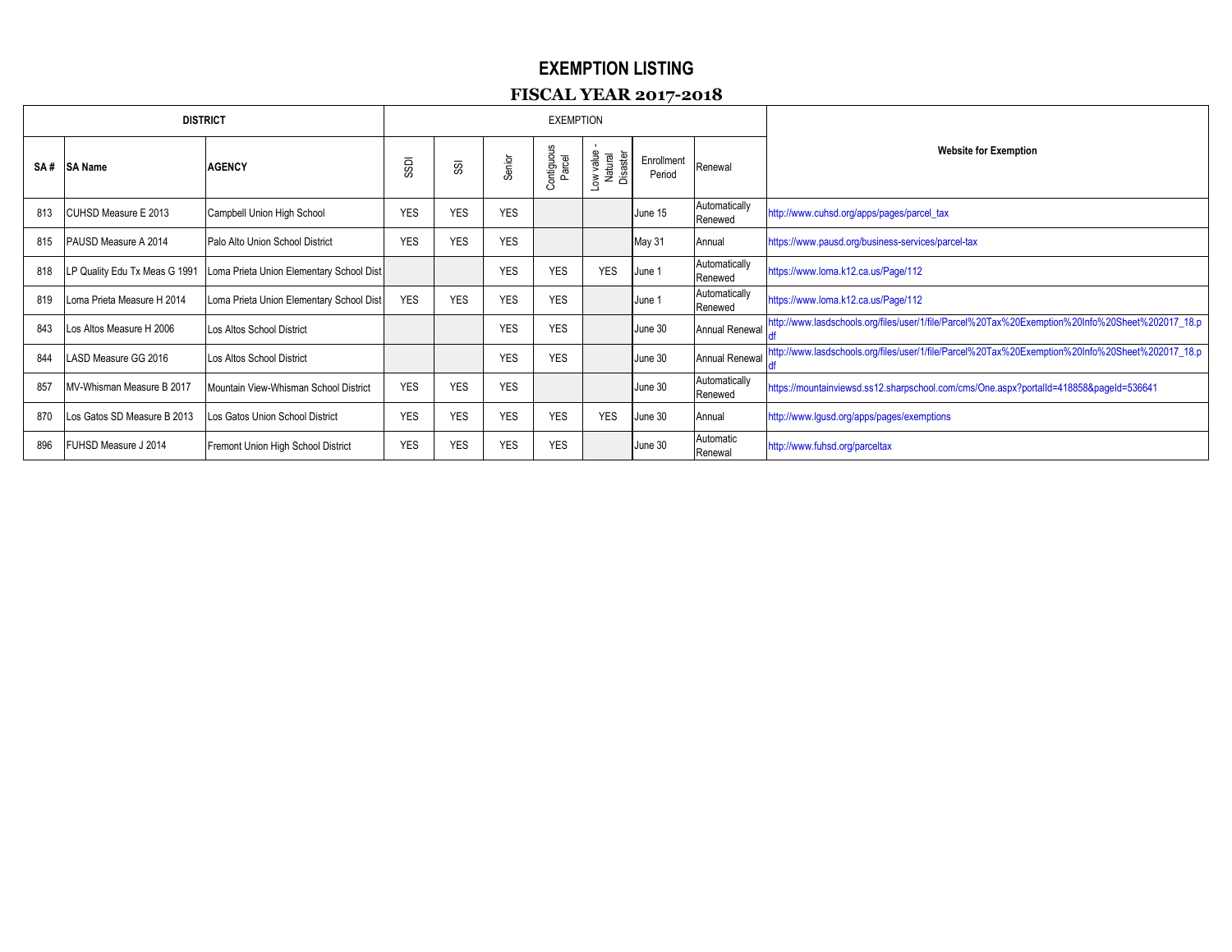# EXEMPTION LISTING

## FISCAL YEAR 2017-2018

| DISTRICT | | | EXEMPTION | | | | | | | Website for Exemption |
|---|---|---|---|---|---|---|---|---|---|---|
| SA # | SA Name | AGENCY | SSDI | SSI | Senior | Contiguous Parcel | Low value - Natural Disaster | Enrollment Period | Renewal | |
| 813 | CUHSD Measure E 2013 | Campbell Union High School | YES | YES | YES | | | June 15 | Automatically Renewed | http://www.cuhsd.org/apps/pages/parcel_tax |
| 815 | PAUSD Measure A 2014 | Palo Alto Union School District | YES | YES | YES | | | May 31 | Annual | https://www.pausd.org/business-services/parcel-tax |
| 818 | LP Quality Edu Tx Meas G 1991 | Loma Prieta Union Elementary School Dist | | | YES | YES | YES | June 1 | Automatically Renewed | https://www.loma.k12.ca.us/Page/112 |
| 819 | Loma Prieta Measure H 2014 | Loma Prieta Union Elementary School Dist | YES | YES | YES | YES | | June 1 | Automatically Renewed | https://www.loma.k12.ca.us/Page/112 |
| 843 | Los Altos Measure H 2006 | Los Altos School District | | | YES | YES | | June 30 | Annual Renewal | http://www.lasdschools.org/files/user/1/file/Parcel%20Tax%20Exemption%20Info%20Sheet%202017_18.pdf |
| 844 | LASD Measure GG 2016 | Los Altos School District | | | YES | YES | | June 30 | Annual Renewal | http://www.lasdschools.org/files/user/1/file/Parcel%20Tax%20Exemption%20Info%20Sheet%202017_18.pdf |
| 857 | MV-Whisman Measure B 2017 | Mountain View-Whisman School District | YES | YES | YES | | | June 30 | Automatically Renewed | https://mountainviewsd.ss12.sharpschool.com/cms/One.aspx?portalId=418858&pageId=536641 |
| 870 | Los Gatos SD Measure B 2013 | Los Gatos Union School District | YES | YES | YES | YES | YES | June 30 | Annual | http://www.lgusd.org/apps/pages/exemptions |
| 896 | FUHSD Measure J 2014 | Fremont Union High School District | YES | YES | YES | YES | | June 30 | Automatic Renewal | http://www.fuhsd.org/parceltax |